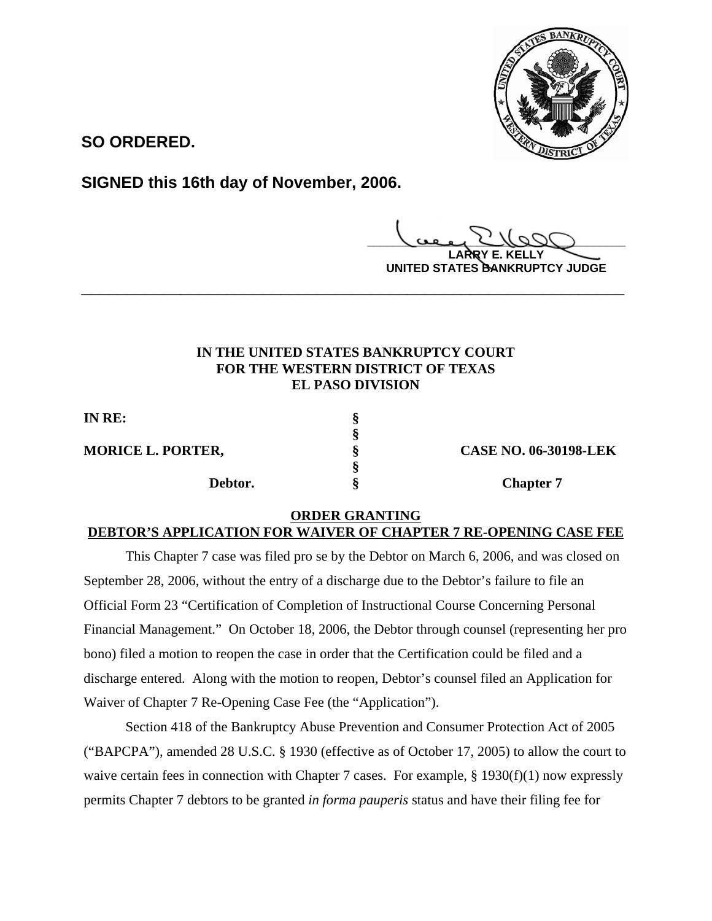**SO ORDERED.**

**SIGNED this 16th day of November, 2006.**

**LARRY E. KELLY**
**UNITED STATES BANKRUPTCY JUDGE**

---

**IN THE UNITED STATES BANKRUPTCY COURT**
**FOR THE WESTERN DISTRICT OF TEXAS**
**EL PASO DIVISION**

| | | |
|---|---|---|
| **IN RE:** | **§** | |
| | **§** | |
| **MORICE L. PORTER,** | **§** | **CASE NO. 06-30198-LEK** |
| | **§** | |
| **Debtor.** | **§** | **Chapter 7** |

## ORDER GRANTING DEBTOR'S APPLICATION FOR WAIVER OF CHAPTER 7 RE-OPENING CASE FEE

This Chapter 7 case was filed pro se by the Debtor on March 6, 2006, and was closed on September 28, 2006, without the entry of a discharge due to the Debtor's failure to file an Official Form 23 "Certification of Completion of Instructional Course Concerning Personal Financial Management." On October 18, 2006, the Debtor through counsel (representing her pro bono) filed a motion to reopen the case in order that the Certification could be filed and a discharge entered. Along with the motion to reopen, Debtor's counsel filed an Application for Waiver of Chapter 7 Re-Opening Case Fee (the "Application").

Section 418 of the Bankruptcy Abuse Prevention and Consumer Protection Act of 2005 ("BAPCPA"), amended 28 U.S.C. § 1930 (effective as of October 17, 2005) to allow the court to waive certain fees in connection with Chapter 7 cases. For example, § 1930(f)(1) now expressly permits Chapter 7 debtors to be granted *in forma pauperis* status and have their filing fee for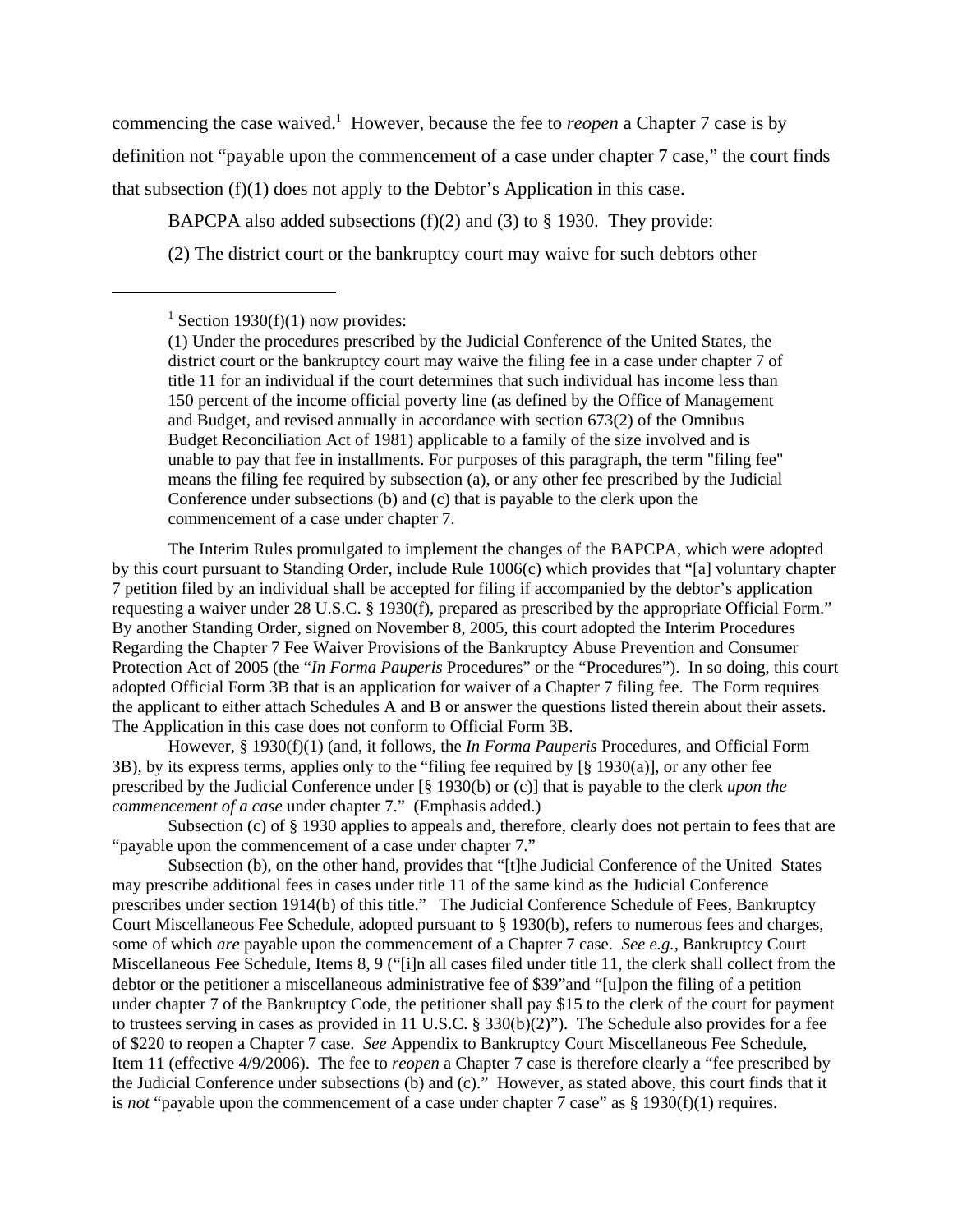commencing the case waived.[1] However, because the fee to *reopen* a Chapter 7 case is by definition not "payable upon the commencement of a case under chapter 7 case," the court finds that subsection (f)(1) does not apply to the Debtor's Application in this case.

BAPCPA also added subsections (f)(2) and (3) to § 1930. They provide:

(2) The district court or the bankruptcy court may waive for such debtors other

---

[1] Section 1930(f)(1) now provides:

(1) Under the procedures prescribed by the Judicial Conference of the United States, the district court or the bankruptcy court may waive the filing fee in a case under chapter 7 of title 11 for an individual if the court determines that such individual has income less than 150 percent of the income official poverty line (as defined by the Office of Management and Budget, and revised annually in accordance with section 673(2) of the Omnibus Budget Reconciliation Act of 1981) applicable to a family of the size involved and is unable to pay that fee in installments. For purposes of this paragraph, the term "filing fee" means the filing fee required by subsection (a), or any other fee prescribed by the Judicial Conference under subsections (b) and (c) that is payable to the clerk upon the commencement of a case under chapter 7.

The Interim Rules promulgated to implement the changes of the BAPCPA, which were adopted by this court pursuant to Standing Order, include Rule 1006(c) which provides that "[a] voluntary chapter 7 petition filed by an individual shall be accepted for filing if accompanied by the debtor's application requesting a waiver under 28 U.S.C. § 1930(f), prepared as prescribed by the appropriate Official Form." By another Standing Order, signed on November 8, 2005, this court adopted the Interim Procedures Regarding the Chapter 7 Fee Waiver Provisions of the Bankruptcy Abuse Prevention and Consumer Protection Act of 2005 (the "*In Forma Pauperis* Procedures" or the "Procedures"). In so doing, this court adopted Official Form 3B that is an application for waiver of a Chapter 7 filing fee. The Form requires the applicant to either attach Schedules A and B or answer the questions listed therein about their assets. The Application in this case does not conform to Official Form 3B.

However, § 1930(f)(1) (and, it follows, the *In Forma Pauperis* Procedures, and Official Form 3B), by its express terms, applies only to the "filing fee required by [§ 1930(a)], or any other fee prescribed by the Judicial Conference under [§ 1930(b) or (c)] that is payable to the clerk *upon the commencement of a case* under chapter 7." (Emphasis added.)

Subsection (c) of § 1930 applies to appeals and, therefore, clearly does not pertain to fees that are "payable upon the commencement of a case under chapter 7."

Subsection (b), on the other hand, provides that "[t]he Judicial Conference of the United States may prescribe additional fees in cases under title 11 of the same kind as the Judicial Conference prescribes under section 1914(b) of this title." The Judicial Conference Schedule of Fees, Bankruptcy Court Miscellaneous Fee Schedule, adopted pursuant to § 1930(b), refers to numerous fees and charges, some of which *are* payable upon the commencement of a Chapter 7 case. *See e.g.,* Bankruptcy Court Miscellaneous Fee Schedule, Items 8, 9 ("[i]n all cases filed under title 11, the clerk shall collect from the debtor or the petitioner a miscellaneous administrative fee of $39"and "[u]pon the filing of a petition under chapter 7 of the Bankruptcy Code, the petitioner shall pay $15 to the clerk of the court for payment to trustees serving in cases as provided in 11 U.S.C. § 330(b)(2)"). The Schedule also provides for a fee of $220 to reopen a Chapter 7 case. *See* Appendix to Bankruptcy Court Miscellaneous Fee Schedule, Item 11 (effective 4/9/2006). The fee to *reopen* a Chapter 7 case is therefore clearly a "fee prescribed by the Judicial Conference under subsections (b) and (c)." However, as stated above, this court finds that it is *not* "payable upon the commencement of a case under chapter 7 case" as § 1930(f)(1) requires.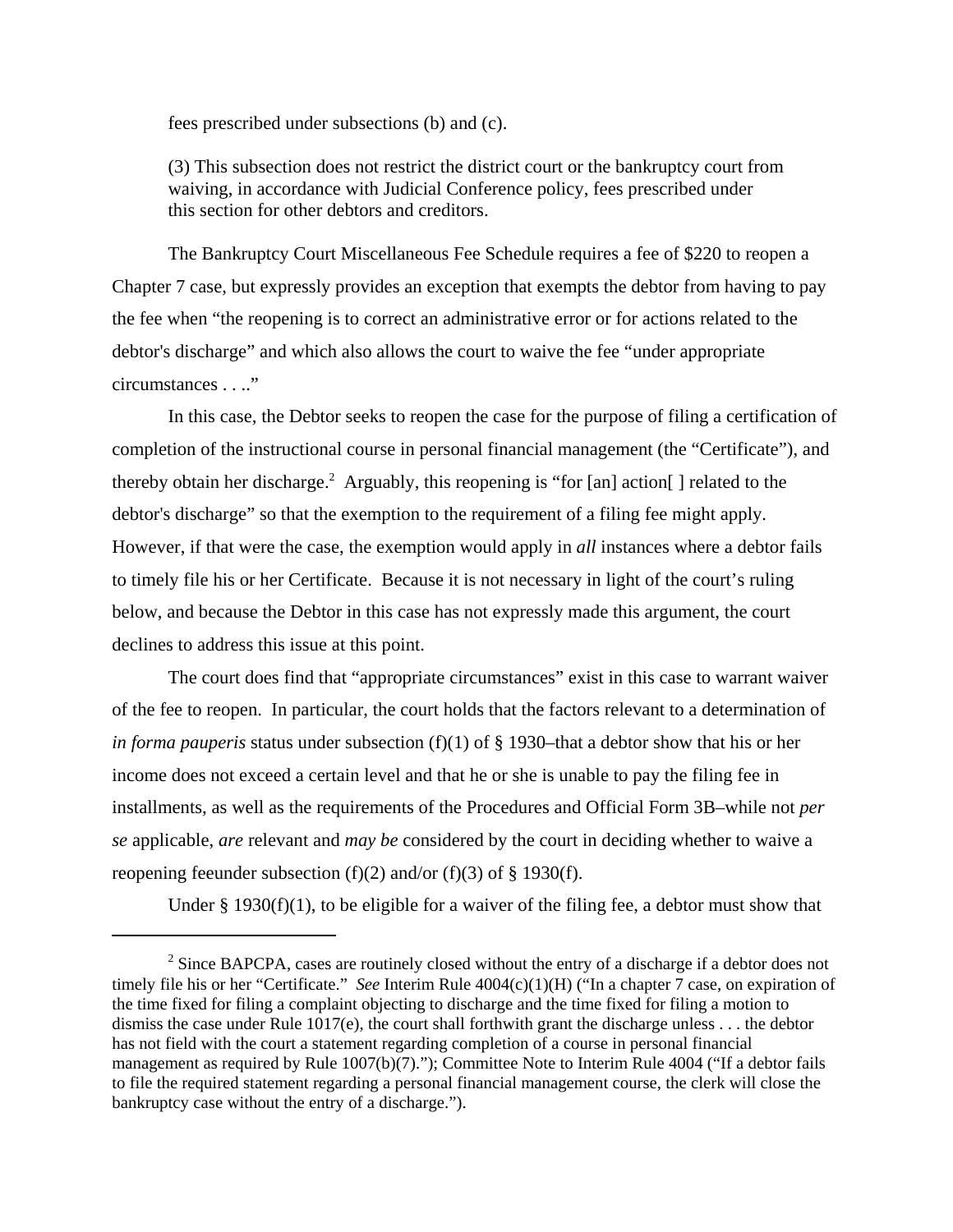fees prescribed under subsections (b) and (c).

> (3) This subsection does not restrict the district court or the bankruptcy court from waiving, in accordance with Judicial Conference policy, fees prescribed under this section for other debtors and creditors.

The Bankruptcy Court Miscellaneous Fee Schedule requires a fee of $220 to reopen a Chapter 7 case, but expressly provides an exception that exempts the debtor from having to pay the fee when "the reopening is to correct an administrative error or for actions related to the debtor's discharge" and which also allows the court to waive the fee "under appropriate circumstances . . .."

In this case, the Debtor seeks to reopen the case for the purpose of filing a certification of completion of the instructional course in personal financial management (the "Certificate"), and thereby obtain her discharge.[2] Arguably, this reopening is "for [an] action[ ] related to the debtor's discharge" so that the exemption to the requirement of a filing fee might apply. However, if that were the case, the exemption would apply in *all* instances where a debtor fails to timely file his or her Certificate. Because it is not necessary in light of the court's ruling below, and because the Debtor in this case has not expressly made this argument, the court declines to address this issue at this point.

The court does find that "appropriate circumstances" exist in this case to warrant waiver of the fee to reopen. In particular, the court holds that the factors relevant to a determination of *in forma pauperis* status under subsection (f)(1) of § 1930–that a debtor show that his or her income does not exceed a certain level and that he or she is unable to pay the filing fee in installments, as well as the requirements of the Procedures and Official Form 3B–while not *per se* applicable, *are* relevant and *may be* considered by the court in deciding whether to waive a reopening feeunder subsection (f)(2) and/or (f)(3) of § 1930(f).

Under § 1930(f)(1), to be eligible for a waiver of the filing fee, a debtor must show that

---

[2] Since BAPCPA, cases are routinely closed without the entry of a discharge if a debtor does not timely file his or her "Certificate." *See* Interim Rule 4004(c)(1)(H) ("In a chapter 7 case, on expiration of the time fixed for filing a complaint objecting to discharge and the time fixed for filing a motion to dismiss the case under Rule 1017(e), the court shall forthwith grant the discharge unless . . . the debtor has not field with the court a statement regarding completion of a course in personal financial management as required by Rule 1007(b)(7)."); Committee Note to Interim Rule 4004 ("If a debtor fails to file the required statement regarding a personal financial management course, the clerk will close the bankruptcy case without the entry of a discharge.").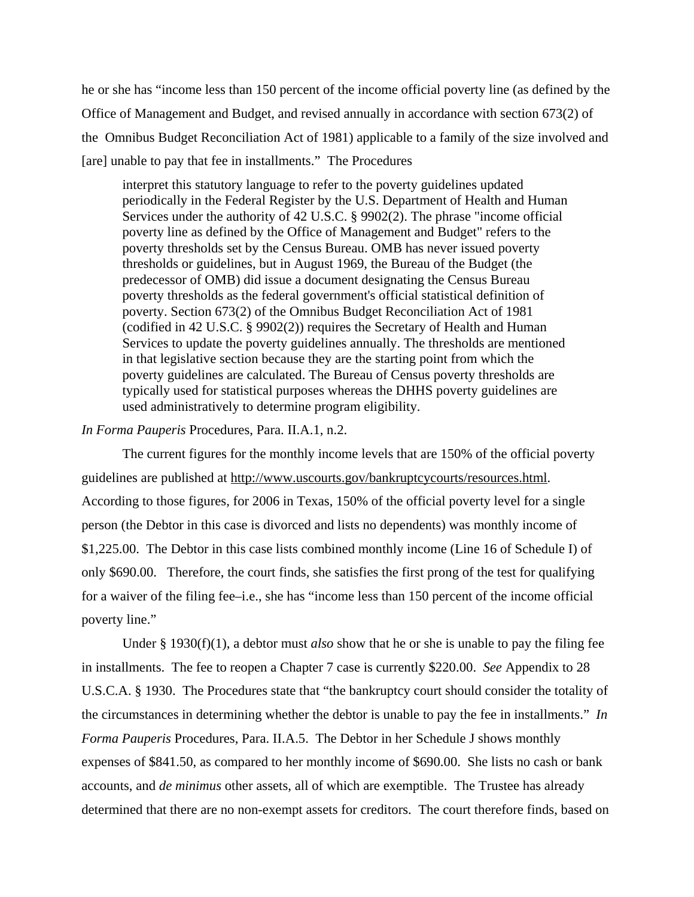he or she has "income less than 150 percent of the income official poverty line (as defined by the Office of Management and Budget, and revised annually in accordance with section 673(2) of the Omnibus Budget Reconciliation Act of 1981) applicable to a family of the size involved and [are] unable to pay that fee in installments." The Procedures

> interpret this statutory language to refer to the poverty guidelines updated periodically in the Federal Register by the U.S. Department of Health and Human Services under the authority of 42 U.S.C. § 9902(2). The phrase "income official poverty line as defined by the Office of Management and Budget" refers to the poverty thresholds set by the Census Bureau. OMB has never issued poverty thresholds or guidelines, but in August 1969, the Bureau of the Budget (the predecessor of OMB) did issue a document designating the Census Bureau poverty thresholds as the federal government's official statistical definition of poverty. Section 673(2) of the Omnibus Budget Reconciliation Act of 1981 (codified in 42 U.S.C. § 9902(2)) requires the Secretary of Health and Human Services to update the poverty guidelines annually. The thresholds are mentioned in that legislative section because they are the starting point from which the poverty guidelines are calculated. The Bureau of Census poverty thresholds are typically used for statistical purposes whereas the DHHS poverty guidelines are used administratively to determine program eligibility.

*In Forma Pauperis* Procedures, Para. II.A.1, n.2.

The current figures for the monthly income levels that are 150% of the official poverty guidelines are published at http://www.uscourts.gov/bankruptcycourts/resources.html. According to those figures, for 2006 in Texas, 150% of the official poverty level for a single person (the Debtor in this case is divorced and lists no dependents) was monthly income of $1,225.00. The Debtor in this case lists combined monthly income (Line 16 of Schedule I) of only $690.00. Therefore, the court finds, she satisfies the first prong of the test for qualifying for a waiver of the filing fee–i.e., she has "income less than 150 percent of the income official poverty line."

Under § 1930(f)(1), a debtor must *also* show that he or she is unable to pay the filing fee in installments. The fee to reopen a Chapter 7 case is currently $220.00. *See* Appendix to 28 U.S.C.A. § 1930. The Procedures state that "the bankruptcy court should consider the totality of the circumstances in determining whether the debtor is unable to pay the fee in installments." *In Forma Pauperis* Procedures, Para. II.A.5. The Debtor in her Schedule J shows monthly expenses of $841.50, as compared to her monthly income of $690.00. She lists no cash or bank accounts, and *de minimus* other assets, all of which are exemptible. The Trustee has already determined that there are no non-exempt assets for creditors. The court therefore finds, based on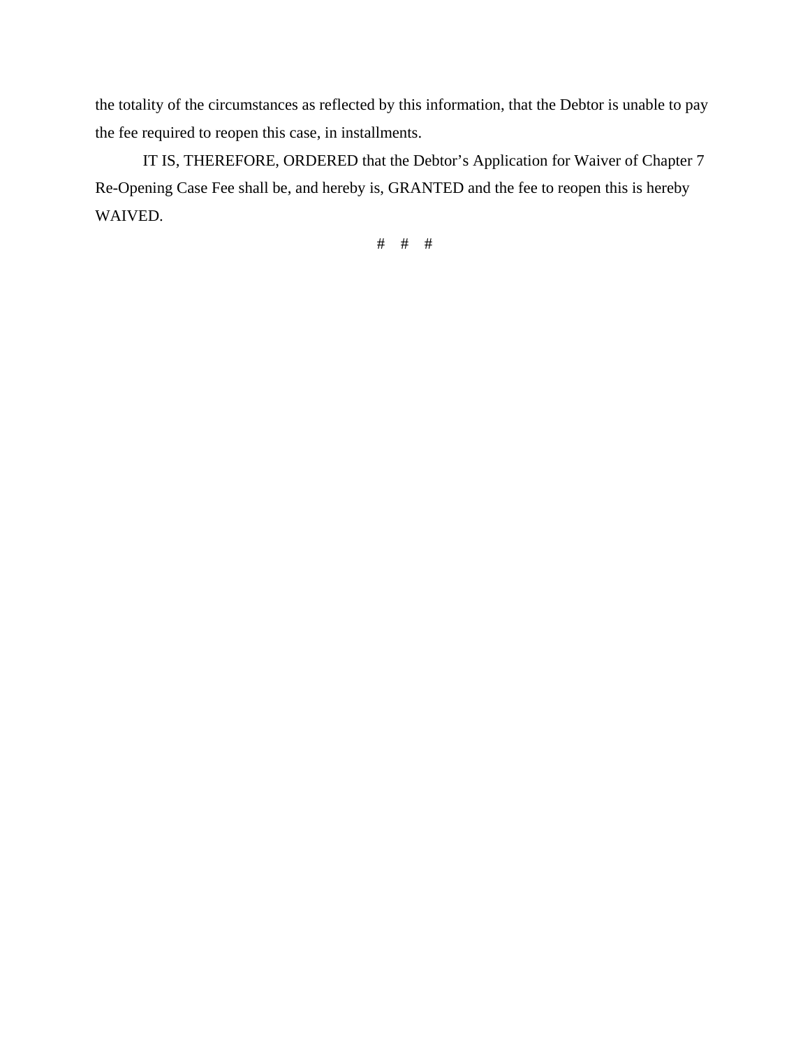the totality of the circumstances as reflected by this information, that the Debtor is unable to pay the fee required to reopen this case, in installments.

IT IS, THEREFORE, ORDERED that the Debtor's Application for Waiver of Chapter 7 Re-Opening Case Fee shall be, and hereby is, GRANTED and the fee to reopen this is hereby WAIVED.

# # #